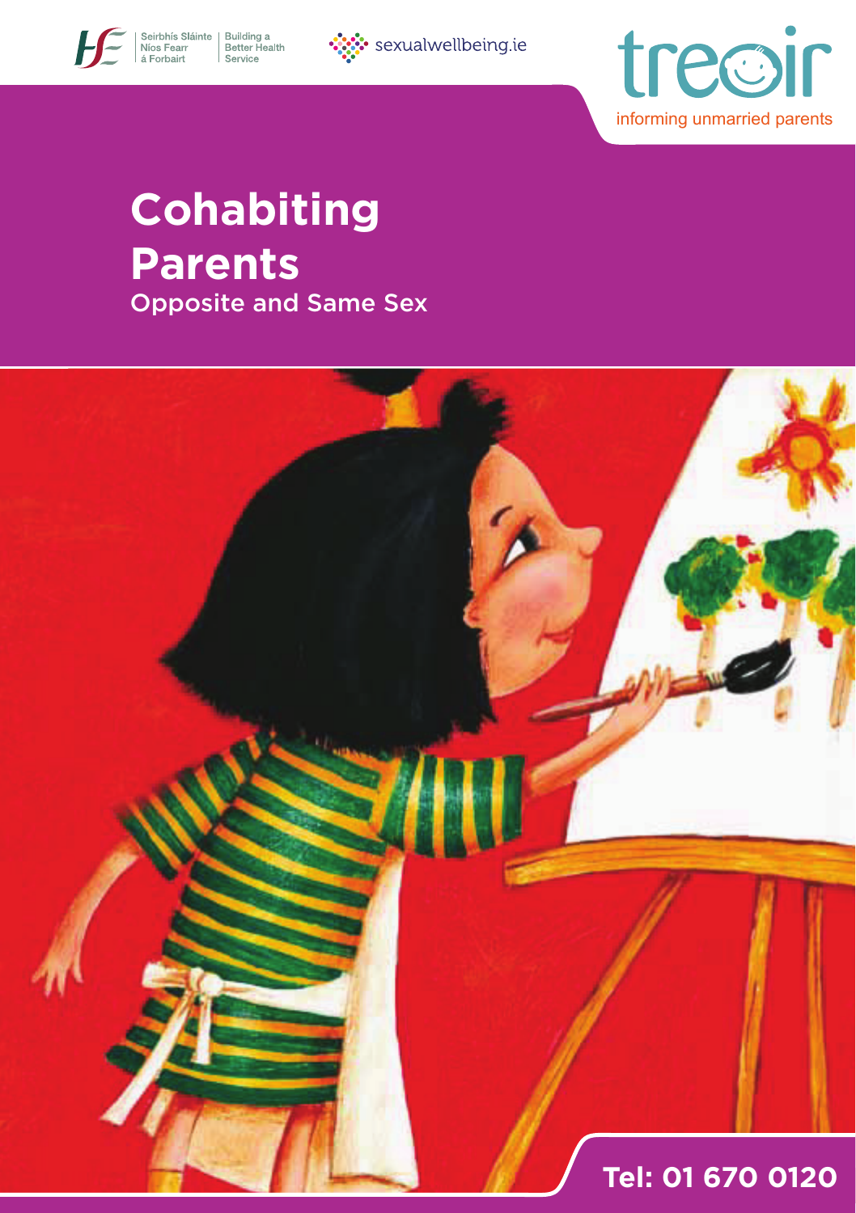Seirbhís Sláinte Níos Fearr á Forbairt | Building a Better Health Service

sexualwellbeing.ie

treoir

informing unmarried parents

# Cohabiting Parents

## Opposite and Same Sex

**Tel: 01 670 0120**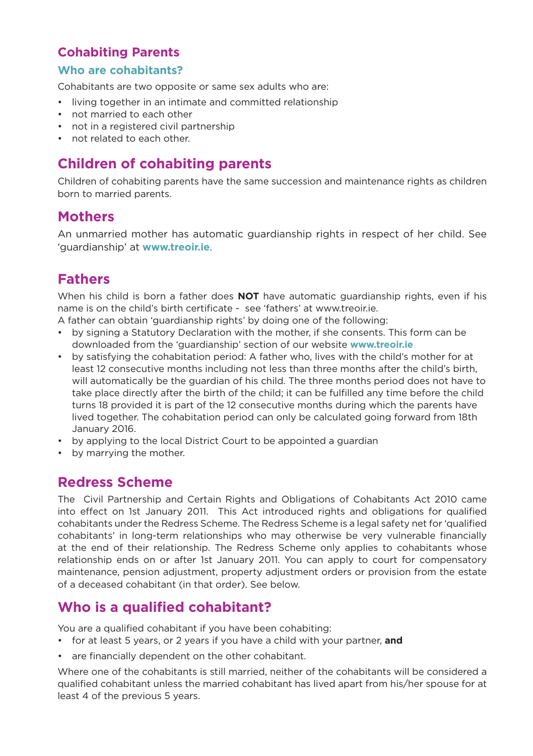## Cohabiting Parents

### Who are cohabitants?

Cohabitants are two opposite or same sex adults who are:

- living together in an intimate and committed relationship
- not married to each other
- not in a registered civil partnership
- not related to each other.

## Children of cohabiting parents

Children of cohabiting parents have the same succession and maintenance rights as children born to married parents.

## Mothers

An unmarried mother has automatic guardianship rights in respect of her child. See 'guardianship' at **www.treoir.ie**.

## Fathers

When his child is born a father does **NOT** have automatic guardianship rights, even if his name is on the child's birth certificate - see 'fathers' at www.treoir.ie.

A father can obtain 'guardianship rights' by doing one of the following:

- by signing a Statutory Declaration with the mother, if she consents. This form can be downloaded from the 'guardianship' section of our website **www.treoir.ie**
- by satisfying the cohabitation period: A father who, lives with the child's mother for at least 12 consecutive months including not less than three months after the child's birth, will automatically be the guardian of his child. The three months period does not have to take place directly after the birth of the child; it can be fulfilled any time before the child turns 18 provided it is part of the 12 consecutive months during which the parents have lived together. The cohabitation period can only be calculated going forward from 18th January 2016.
- by applying to the local District Court to be appointed a guardian
- by marrying the mother.

## Redress Scheme

The Civil Partnership and Certain Rights and Obligations of Cohabitants Act 2010 came into effect on 1st January 2011. This Act introduced rights and obligations for qualified cohabitants under the Redress Scheme. The Redress Scheme is a legal safety net for 'qualified cohabitants' in long-term relationships who may otherwise be very vulnerable financially at the end of their relationship. The Redress Scheme only applies to cohabitants whose relationship ends on or after 1st January 2011. You can apply to court for compensatory maintenance, pension adjustment, property adjustment orders or provision from the estate of a deceased cohabitant (in that order). See below.

## Who is a qualified cohabitant?

You are a qualified cohabitant if you have been cohabiting:

- for at least 5 years, or 2 years if you have a child with your partner, **and**
- are financially dependent on the other cohabitant.

Where one of the cohabitants is still married, neither of the cohabitants will be considered a qualified cohabitant unless the married cohabitant has lived apart from his/her spouse for at least 4 of the previous 5 years.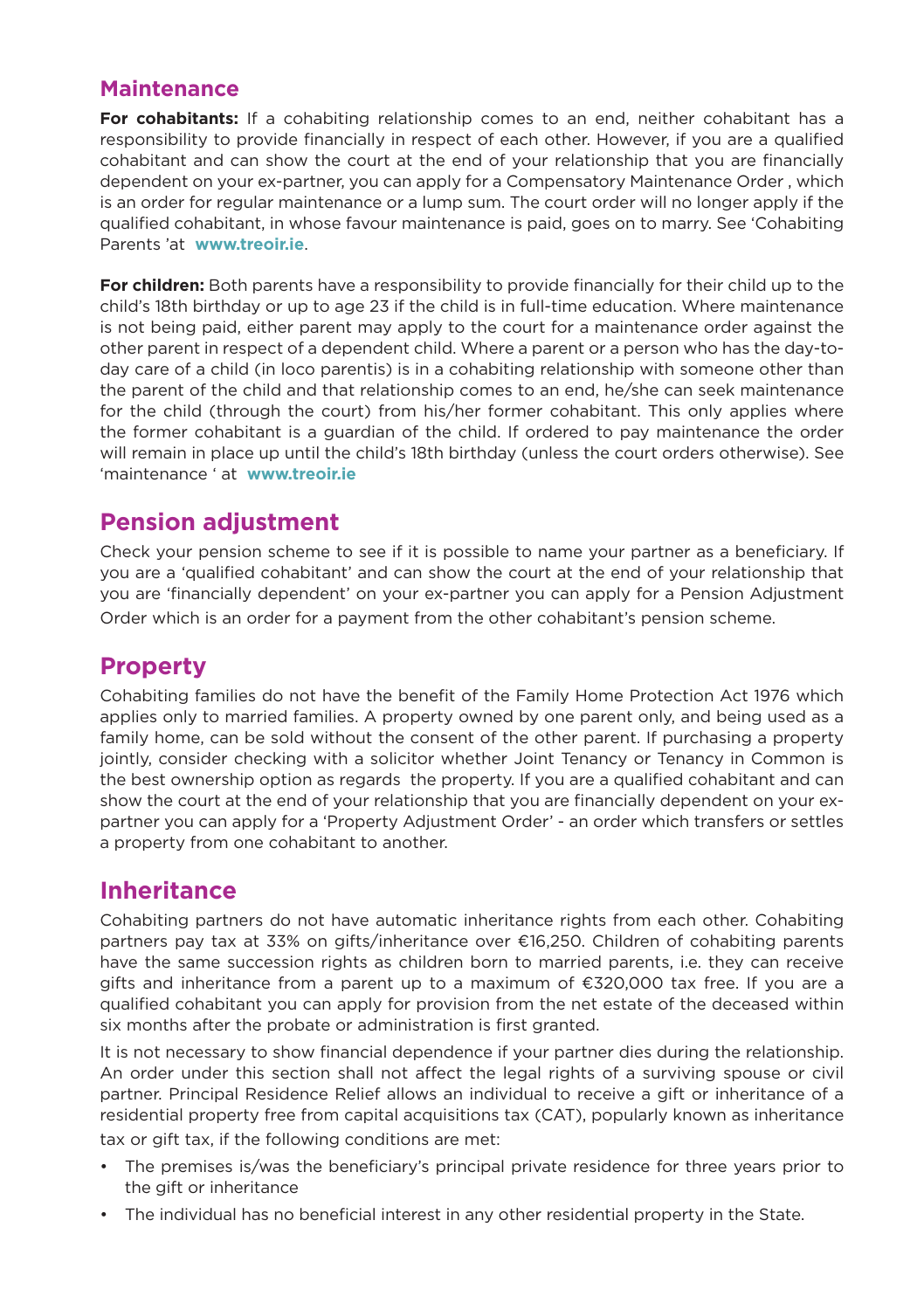## Maintenance

**For cohabitants:** If a cohabiting relationship comes to an end, neither cohabitant has a responsibility to provide financially in respect of each other. However, if you are a qualified cohabitant and can show the court at the end of your relationship that you are financially dependent on your ex-partner, you can apply for a Compensatory Maintenance Order , which is an order for regular maintenance or a lump sum. The court order will no longer apply if the qualified cohabitant, in whose favour maintenance is paid, goes on to marry. See 'Cohabiting Parents 'at **www.treoir.ie**.

**For children:** Both parents have a responsibility to provide financially for their child up to the child's 18th birthday or up to age 23 if the child is in full-time education. Where maintenance is not being paid, either parent may apply to the court for a maintenance order against the other parent in respect of a dependent child. Where a parent or a person who has the day-to-day care of a child (in loco parentis) is in a cohabiting relationship with someone other than the parent of the child and that relationship comes to an end, he/she can seek maintenance for the child (through the court) from his/her former cohabitant. This only applies where the former cohabitant is a guardian of the child. If ordered to pay maintenance the order will remain in place up until the child's 18th birthday (unless the court orders otherwise). See 'maintenance ' at **www.treoir.ie**

## Pension adjustment

Check your pension scheme to see if it is possible to name your partner as a beneficiary. If you are a 'qualified cohabitant' and can show the court at the end of your relationship that you are 'financially dependent' on your ex-partner you can apply for a Pension Adjustment Order which is an order for a payment from the other cohabitant's pension scheme.

## Property

Cohabiting families do not have the benefit of the Family Home Protection Act 1976 which applies only to married families. A property owned by one parent only, and being used as a family home, can be sold without the consent of the other parent. If purchasing a property jointly, consider checking with a solicitor whether Joint Tenancy or Tenancy in Common is the best ownership option as regards the property. If you are a qualified cohabitant and can show the court at the end of your relationship that you are financially dependent on your ex-partner you can apply for a 'Property Adjustment Order' - an order which transfers or settles a property from one cohabitant to another.

## Inheritance

Cohabiting partners do not have automatic inheritance rights from each other. Cohabiting partners pay tax at 33% on gifts/inheritance over €16,250. Children of cohabiting parents have the same succession rights as children born to married parents, i.e. they can receive gifts and inheritance from a parent up to a maximum of €320,000 tax free. If you are a qualified cohabitant you can apply for provision from the net estate of the deceased within six months after the probate or administration is first granted.

It is not necessary to show financial dependence if your partner dies during the relationship. An order under this section shall not affect the legal rights of a surviving spouse or civil partner. Principal Residence Relief allows an individual to receive a gift or inheritance of a residential property free from capital acquisitions tax (CAT), popularly known as inheritance tax or gift tax, if the following conditions are met:

- The premises is/was the beneficiary's principal private residence for three years prior to the gift or inheritance
- The individual has no beneficial interest in any other residential property in the State.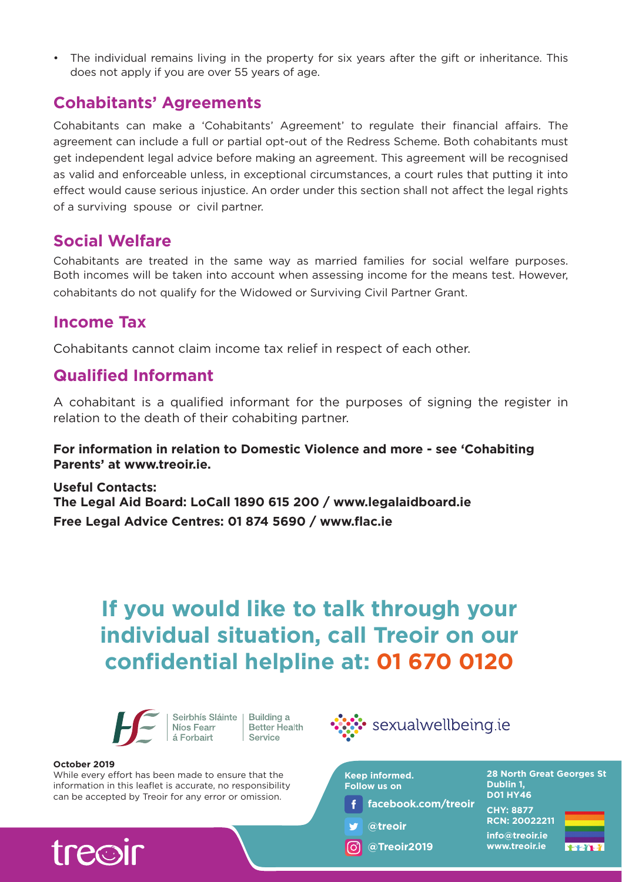- The individual remains living in the property for six years after the gift or inheritance. This does not apply if you are over 55 years of age.

## Cohabitants' Agreements

Cohabitants can make a 'Cohabitants' Agreement' to regulate their financial affairs. The agreement can include a full or partial opt-out of the Redress Scheme. Both cohabitants must get independent legal advice before making an agreement. This agreement will be recognised as valid and enforceable unless, in exceptional circumstances, a court rules that putting it into effect would cause serious injustice. An order under this section shall not affect the legal rights of a surviving spouse or civil partner.

## Social Welfare

Cohabitants are treated in the same way as married families for social welfare purposes. Both incomes will be taken into account when assessing income for the means test. However, cohabitants do not qualify for the Widowed or Surviving Civil Partner Grant.

## Income Tax

Cohabitants cannot claim income tax relief in respect of each other.

## Qualified Informant

A cohabitant is a qualified informant for the purposes of signing the register in relation to the death of their cohabiting partner.

**For information in relation to Domestic Violence and more - see 'Cohabiting Parents' at www.treoir.ie.**

**Useful Contacts:**
**The Legal Aid Board: LoCall 1890 615 200 / www.legalaidboard.ie**
**Free Legal Advice Centres: 01 874 5690 / www.flac.ie**

## If you would like to talk through your individual situation, call Treoir on our confidential helpline at: 01 670 0120

Seirbhís Sláinte Níos Fearr á Forbairt | Building a Better Health Service

sexualwellbeing.ie

**October 2019**
While every effort has been made to ensure that the information in this leaflet is accurate, no responsibility can be accepted by Treoir for any error or omission.

**Keep informed. Follow us on**
**facebook.com/treoir**
**@treoir**
**@Treoir2019**

**28 North Great Georges St**
**Dublin 1,**
**D01 HY46**
**CHY: 8877**
**RCN: 20022211**
**info@treoir.ie**
**www.treoir.ie**

treoir